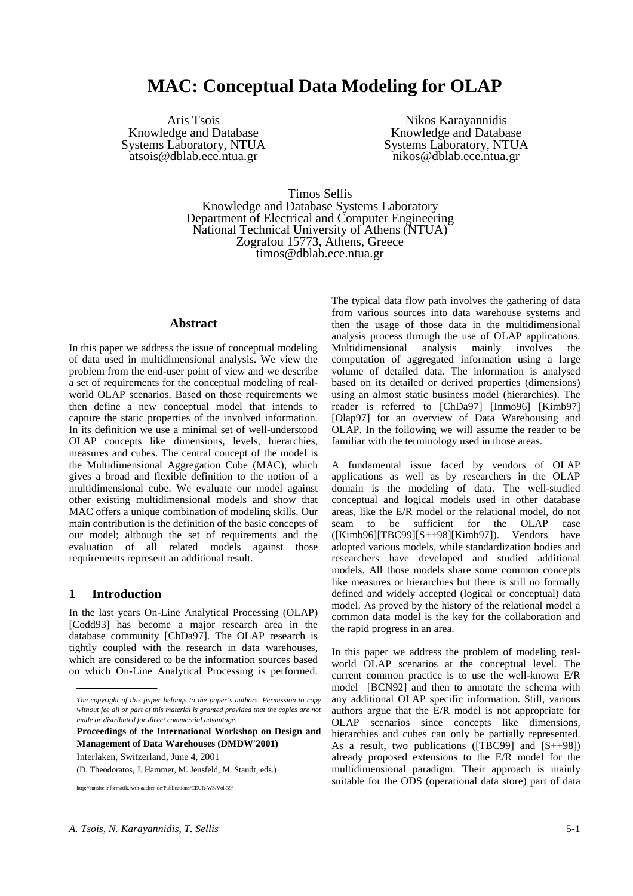# MAC: Conceptual Data Modeling for OLAP

Aris Tsois
Knowledge and Database Systems Laboratory, NTUA
atsois@dblab.ece.ntua.gr

Nikos Karayannidis
Knowledge and Database Systems Laboratory, NTUA
nikos@dblab.ece.ntua.gr

Timos Sellis
Knowledge and Database Systems Laboratory
Department of Electrical and Computer Engineering
National Technical University of Athens (NTUA)
Zografou 15773, Athens, Greece
timos@dblab.ece.ntua.gr

## Abstract

In this paper we address the issue of conceptual modeling of data used in multidimensional analysis. We view the problem from the end-user point of view and we describe a set of requirements for the conceptual modeling of real-world OLAP scenarios. Based on those requirements we then define a new conceptual model that intends to capture the static properties of the involved information. In its definition we use a minimal set of well-understood OLAP concepts like dimensions, levels, hierarchies, measures and cubes. The central concept of the model is the Multidimensional Aggregation Cube (MAC), which gives a broad and flexible definition to the notion of a multidimensional cube. We evaluate our model against other existing multidimensional models and show that MAC offers a unique combination of modeling skills. Our main contribution is the definition of the basic concepts of our model; although the set of requirements and the evaluation of all related models against those requirements represent an additional result.

## 1 Introduction

In the last years On-Line Analytical Processing (OLAP) [Codd93] has become a major research area in the database community [ChDa97]. The OLAP research is tightly coupled with the research in data warehouses, which are considered to be the information sources based on which On-Line Analytical Processing is performed. The typical data flow path involves the gathering of data from various sources into data warehouse systems and then the usage of those data in the multidimensional analysis process through the use of OLAP applications. Multidimensional analysis mainly involves the computation of aggregated information using a large volume of detailed data. The information is analysed based on its detailed or derived properties (dimensions) using an almost static business model (hierarchies). The reader is referred to [ChDa97] [Inmo96] [Kimb97] [Olap97] for an overview of Data Warehousing and OLAP. In the following we will assume the reader to be familiar with the terminology used in those areas.

A fundamental issue faced by vendors of OLAP applications as well as by researchers in the OLAP domain is the modeling of data. The well-studied conceptual and logical models used in other database areas, like the E/R model or the relational model, do not seam to be sufficient for the OLAP case ([Kimb96][TBC99][S++98][Kimb97]). Vendors have adopted various models, while standardization bodies and researchers have developed and studied additional models. All those models share some common concepts like measures or hierarchies but there is still no formally defined and widely accepted (logical or conceptual) data model. As proved by the history of the relational model a common data model is the key for the collaboration and the rapid progress in an area.

In this paper we address the problem of modeling real-world OLAP scenarios at the conceptual level. The current common practice is to use the well-known E/R model [BCN92] and then to annotate the schema with any additional OLAP specific information. Still, various authors argue that the E/R model is not appropriate for OLAP scenarios since concepts like dimensions, hierarchies and cubes can only be partially represented. As a result, two publications ([TBC99] and [S++98]) already proposed extensions to the E/R model for the multidimensional paradigm. Their approach is mainly suitable for the ODS (operational data store) part of data

---

*The copyright of this paper belongs to the paper's authors. Permission to copy without fee all or part of this material is granted provided that the copies are not made or distributed for direct commercial advantage.*

**Proceedings of the International Workshop on Design and Management of Data Warehouses (DMDW'2001)**

Interlaken, Switzerland, June 4, 2001

(D. Theodoratos, J. Hammer, M. Jeusfeld, M. Staudt, eds.)

http://sunsite.informatik.rwth-aachen.de/Publications/CEUR-WS/Vol-39/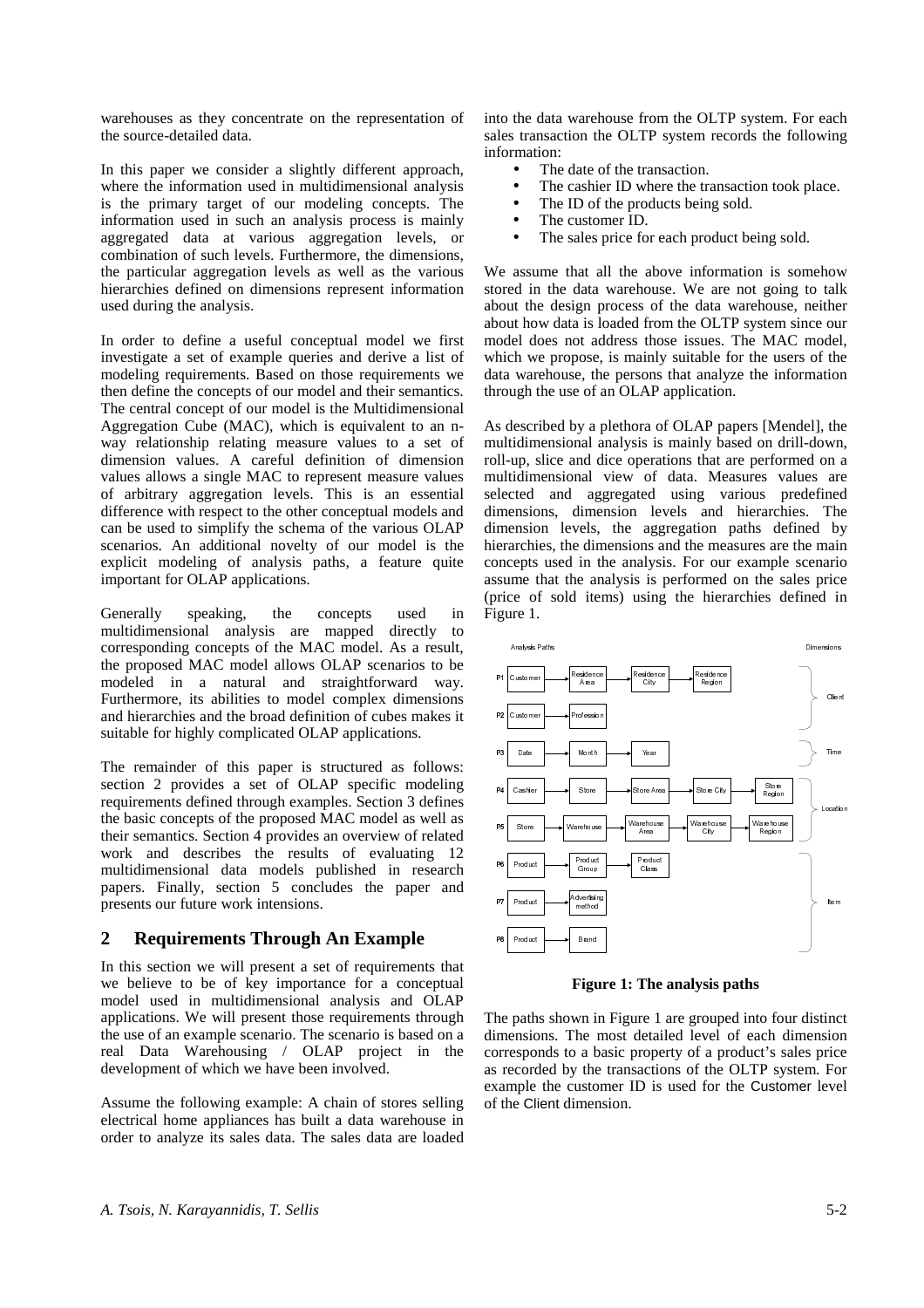warehouses as they concentrate on the representation of the source-detailed data.

In this paper we consider a slightly different approach, where the information used in multidimensional analysis is the primary target of our modeling concepts. The information used in such an analysis process is mainly aggregated data at various aggregation levels, or combination of such levels. Furthermore, the dimensions, the particular aggregation levels as well as the various hierarchies defined on dimensions represent information used during the analysis.

In order to define a useful conceptual model we first investigate a set of example queries and derive a list of modeling requirements. Based on those requirements we then define the concepts of our model and their semantics. The central concept of our model is the Multidimensional Aggregation Cube (MAC), which is equivalent to an n-way relationship relating measure values to a set of dimension values. A careful definition of dimension values allows a single MAC to represent measure values of arbitrary aggregation levels. This is an essential difference with respect to the other conceptual models and can be used to simplify the schema of the various OLAP scenarios. An additional novelty of our model is the explicit modeling of analysis paths, a feature quite important for OLAP applications.

Generally speaking, the concepts used in multidimensional analysis are mapped directly to corresponding concepts of the MAC model. As a result, the proposed MAC model allows OLAP scenarios to be modeled in a natural and straightforward way. Furthermore, its abilities to model complex dimensions and hierarchies and the broad definition of cubes makes it suitable for highly complicated OLAP applications.

The remainder of this paper is structured as follows: section 2 provides a set of OLAP specific modeling requirements defined through examples. Section 3 defines the basic concepts of the proposed MAC model as well as their semantics. Section 4 provides an overview of related work and describes the results of evaluating 12 multidimensional data models published in research papers. Finally, section 5 concludes the paper and presents our future work intensions.

## 2 Requirements Through An Example

In this section we will present a set of requirements that we believe to be of key importance for a conceptual model used in multidimensional analysis and OLAP applications. We will present those requirements through the use of an example scenario. The scenario is based on a real Data Warehousing / OLAP project in the development of which we have been involved.

Assume the following example: A chain of stores selling electrical home appliances has built a data warehouse in order to analyze its sales data. The sales data are loaded into the data warehouse from the OLTP system. For each sales transaction the OLTP system records the following information:

- The date of the transaction.
- The cashier ID where the transaction took place.
- The ID of the products being sold.
- The customer ID.
- The sales price for each product being sold.

We assume that all the above information is somehow stored in the data warehouse. We are not going to talk about the design process of the data warehouse, neither about how data is loaded from the OLTP system since our model does not address those issues. The MAC model, which we propose, is mainly suitable for the users of the data warehouse, the persons that analyze the information through the use of an OLAP application.

As described by a plethora of OLAP papers [Mendel], the multidimensional analysis is mainly based on drill-down, roll-up, slice and dice operations that are performed on a multidimensional view of data. Measures values are selected and aggregated using various predefined dimensions, dimension levels and hierarchies. The dimension levels, the aggregation paths defined by hierarchies, the dimensions and the measures are the main concepts used in the analysis. For our example scenario assume that the analysis is performed on the sales price (price of sold items) using the hierarchies defined in Figure 1.

| Analysis Paths | | | | | | Dimensions |
|---|---|---|---|---|---|---|
| P1 | Customer | Residence Area | Residence City | Residence Region | | Client |
| P2 | Customer | Profession | | | | Client |
| P3 | Date | Month | Year | | | Time |
| P4 | Cashier | Store | Store Area | Store City | Store Region | Location |
| P5 | Store | Warehouse | Warehouse Area | Warehouse City | Warehouse Region | Location |
| P6 | Product | Product Group | Product Class | | | Item |
| P7 | Product | Advertising method | | | | Item |
| P8 | Product | Brand | | | | Item |

**Figure 1: The analysis paths**

The paths shown in Figure 1 are grouped into four distinct dimensions. The most detailed level of each dimension corresponds to a basic property of a product's sales price as recorded by the transactions of the OLTP system. For example the customer ID is used for the Customer level of the Client dimension.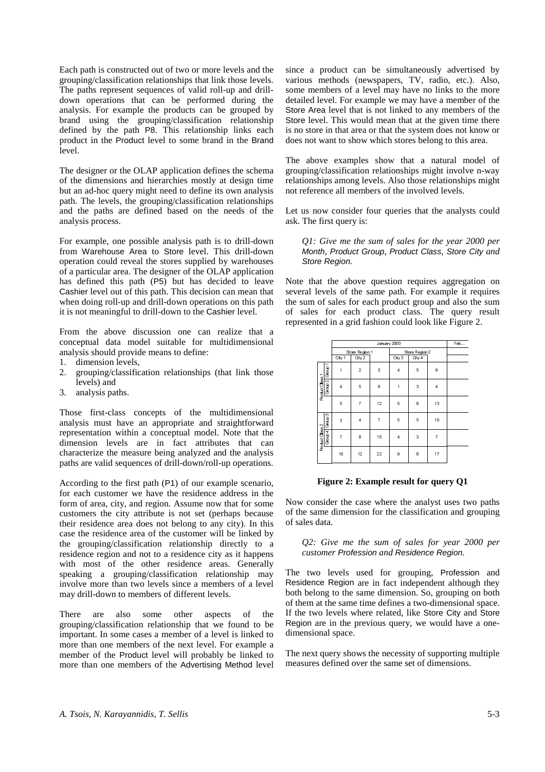Each path is constructed out of two or more levels and the grouping/classification relationships that link those levels. The paths represent sequences of valid roll-up and drill-down operations that can be performed during the analysis. For example the products can be grouped by brand using the grouping/classification relationship defined by the path P8. This relationship links each product in the Product level to some brand in the Brand level.

The designer or the OLAP application defines the schema of the dimensions and hierarchies mostly at design time but an ad-hoc query might need to define its own analysis path. The levels, the grouping/classification relationships and the paths are defined based on the needs of the analysis process.

For example, one possible analysis path is to drill-down from Warehouse Area to Store level. This drill-down operation could reveal the stores supplied by warehouses of a particular area. The designer of the OLAP application has defined this path (P5) but has decided to leave Cashier level out of this path. This decision can mean that when doing roll-up and drill-down operations on this path it is not meaningful to drill-down to the Cashier level.

From the above discussion one can realize that a conceptual data model suitable for multidimensional analysis should provide means to define:

1. dimension levels,
2. grouping/classification relationships (that link those levels) and
3. analysis paths.

Those first-class concepts of the multidimensional analysis must have an appropriate and straightforward representation within a conceptual model. Note that the dimension levels are in fact attributes that can characterize the measure being analyzed and the analysis paths are valid sequences of drill-down/roll-up operations.

According to the first path (P1) of our example scenario, for each customer we have the residence address in the form of area, city, and region. Assume now that for some customers the city attribute is not set (perhaps because their residence area does not belong to any city). In this case the residence area of the customer will be linked by the grouping/classification relationship directly to a residence region and not to a residence city as it happens with most of the other residence areas. Generally speaking a grouping/classification relationship may involve more than two levels since a members of a level may drill-down to members of different levels.

There are also some other aspects of the grouping/classification relationship that we found to be important. In some cases a member of a level is linked to more than one members of the next level. For example a member of the Product level will probably be linked to more than one members of the Advertising Method level since a product can be simultaneously advertised by various methods (newspapers, TV, radio, etc.). Also, some members of a level may have no links to the more detailed level. For example we may have a member of the Store Area level that is not linked to any members of the Store level. This would mean that at the given time there is no store in that area or that the system does not know or does not want to show which stores belong to this area.

The above examples show that a natural model of grouping/classification relationships might involve n-way relationships among levels. Also those relationships might not reference all members of the involved levels.

Let us now consider four queries that the analysts could ask. The first query is:

> *Q1: Give me the sum of sales for the year 2000 per Month, Product Group, Product Class, Store City and Store Region.*

Note that the above question requires aggregation on several levels of the same path. For example it requires the sum of sales for each product group and also the sum of sales for each product class. The query result represented in a grid fashion could look like Figure 2.

| | | January 2000 | | | | | | Feb... |
|---|---|---|---|---|---|---|---|---|
| | | Store Region 1 | | | Store Region 2 | | | |
| | | City 1 | City 2 | | City 3 | City 4 | | |
| Product Class 1 | Group 1 | 1 | 2 | 3 | 4 | 5 | 9 | |
| | Group 2 | 4 | 5 | 9 | 1 | 3 | 4 | |
| | | 5 | 7 | 12 | 5 | 8 | 13 | |
| Product Class 2 | Group 3 | 3 | 4 | 7 | 5 | 5 | 10 | |
| | Group 4 | 7 | 8 | 15 | 4 | 3 | 7 | |
| | | 10 | 12 | 22 | 9 | 8 | 17 | |

**Figure 2: Example result for query Q1**

Now consider the case where the analyst uses two paths of the same dimension for the classification and grouping of sales data.

> *Q2: Give me the sum of sales for year 2000 per customer Profession and Residence Region.*

The two levels used for grouping, Profession and Residence Region are in fact independent although they both belong to the same dimension. So, grouping on both of them at the same time defines a two-dimensional space. If the two levels where related, like Store City and Store Region are in the previous query, we would have a one-dimensional space.

The next query shows the necessity of supporting multiple measures defined over the same set of dimensions.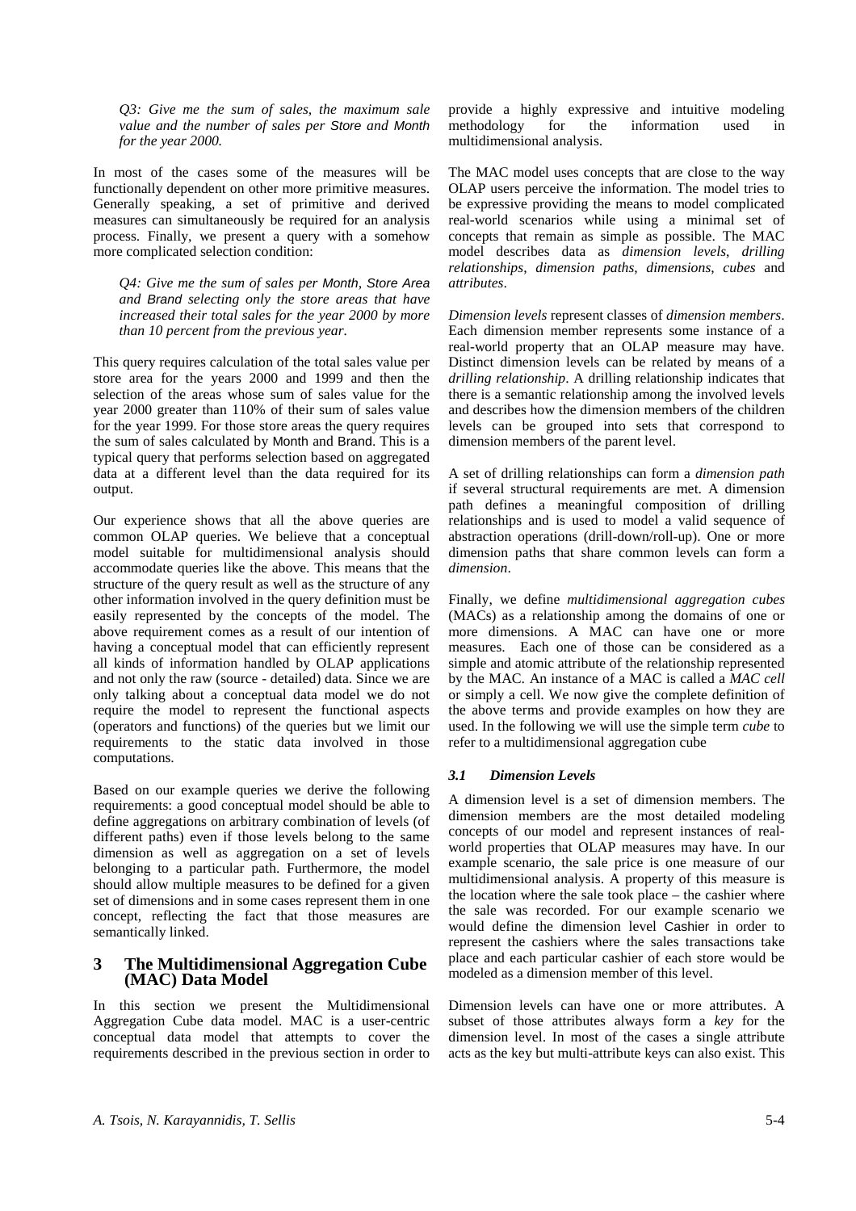*Q3: Give me the sum of sales, the maximum sale value and the number of sales per Store and Month for the year 2000.*

In most of the cases some of the measures will be functionally dependent on other more primitive measures. Generally speaking, a set of primitive and derived measures can simultaneously be required for an analysis process. Finally, we present a query with a somehow more complicated selection condition:

*Q4: Give me the sum of sales per Month, Store Area and Brand selecting only the store areas that have increased their total sales for the year 2000 by more than 10 percent from the previous year.*

This query requires calculation of the total sales value per store area for the years 2000 and 1999 and then the selection of the areas whose sum of sales value for the year 2000 greater than 110% of their sum of sales value for the year 1999. For those store areas the query requires the sum of sales calculated by Month and Brand. This is a typical query that performs selection based on aggregated data at a different level than the data required for its output.

Our experience shows that all the above queries are common OLAP queries. We believe that a conceptual model suitable for multidimensional analysis should accommodate queries like the above. This means that the structure of the query result as well as the structure of any other information involved in the query definition must be easily represented by the concepts of the model. The above requirement comes as a result of our intention of having a conceptual model that can efficiently represent all kinds of information handled by OLAP applications and not only the raw (source - detailed) data. Since we are only talking about a conceptual data model we do not require the model to represent the functional aspects (operators and functions) of the queries but we limit our requirements to the static data involved in those computations.

Based on our example queries we derive the following requirements: a good conceptual model should be able to define aggregations on arbitrary combination of levels (of different paths) even if those levels belong to the same dimension as well as aggregation on a set of levels belonging to a particular path. Furthermore, the model should allow multiple measures to be defined for a given set of dimensions and in some cases represent them in one concept, reflecting the fact that those measures are semantically linked.

# 3 The Multidimensional Aggregation Cube (MAC) Data Model

In this section we present the Multidimensional Aggregation Cube data model. MAC is a user-centric conceptual data model that attempts to cover the requirements described in the previous section in order to provide a highly expressive and intuitive modeling methodology for the information used in multidimensional analysis.

The MAC model uses concepts that are close to the way OLAP users perceive the information. The model tries to be expressive providing the means to model complicated real-world scenarios while using a minimal set of concepts that remain as simple as possible. The MAC model describes data as *dimension levels*, *drilling relationships*, *dimension paths*, *dimensions*, *cubes* and *attributes*.

*Dimension levels* represent classes of *dimension members*. Each dimension member represents some instance of a real-world property that an OLAP measure may have. Distinct dimension levels can be related by means of a *drilling relationship*. A drilling relationship indicates that there is a semantic relationship among the involved levels and describes how the dimension members of the children levels can be grouped into sets that correspond to dimension members of the parent level.

A set of drilling relationships can form a *dimension path* if several structural requirements are met. A dimension path defines a meaningful composition of drilling relationships and is used to model a valid sequence of abstraction operations (drill-down/roll-up). One or more dimension paths that share common levels can form a *dimension*.

Finally, we define *multidimensional aggregation cubes* (MACs) as a relationship among the domains of one or more dimensions. A MAC can have one or more measures. Each one of those can be considered as a simple and atomic attribute of the relationship represented by the MAC. An instance of a MAC is called a *MAC cell* or simply a cell. We now give the complete definition of the above terms and provide examples on how they are used. In the following we will use the simple term *cube* to refer to a multidimensional aggregation cube

### *3.1 Dimension Levels*

A dimension level is a set of dimension members. The dimension members are the most detailed modeling concepts of our model and represent instances of real-world properties that OLAP measures may have. In our example scenario, the sale price is one measure of our multidimensional analysis. A property of this measure is the location where the sale took place – the cashier where the sale was recorded. For our example scenario we would define the dimension level Cashier in order to represent the cashiers where the sales transactions take place and each particular cashier of each store would be modeled as a dimension member of this level.

Dimension levels can have one or more attributes. A subset of those attributes always form a *key* for the dimension level. In most of the cases a single attribute acts as the key but multi-attribute keys can also exist. This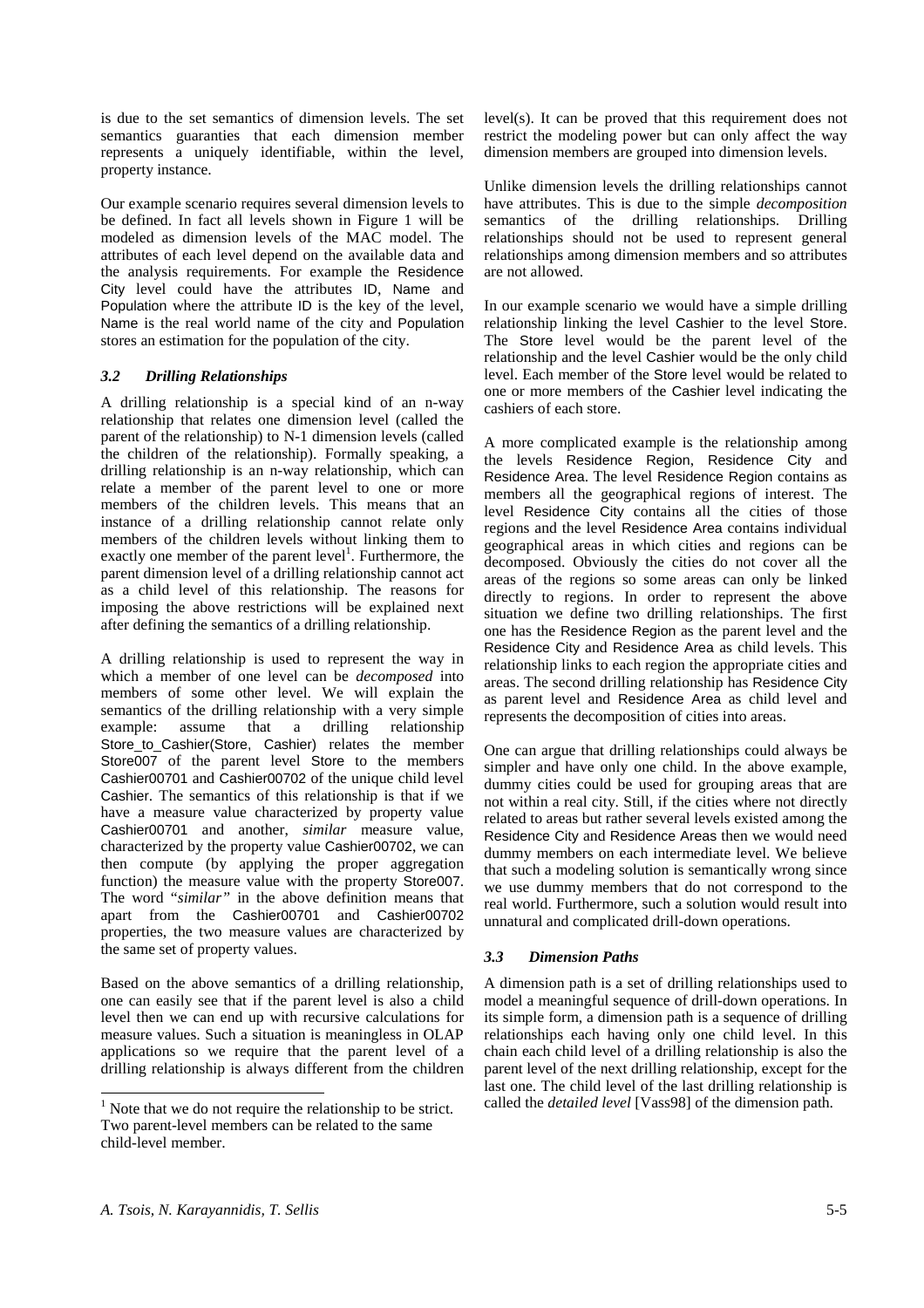is due to the set semantics of dimension levels. The set semantics guaranties that each dimension member represents a uniquely identifiable, within the level, property instance.

Our example scenario requires several dimension levels to be defined. In fact all levels shown in Figure 1 will be modeled as dimension levels of the MAC model. The attributes of each level depend on the available data and the analysis requirements. For example the Residence City level could have the attributes ID, Name and Population where the attribute ID is the key of the level, Name is the real world name of the city and Population stores an estimation for the population of the city.

### *3.2 Drilling Relationships*

A drilling relationship is a special kind of an n-way relationship that relates one dimension level (called the parent of the relationship) to N-1 dimension levels (called the children of the relationship). Formally speaking, a drilling relationship is an n-way relationship, which can relate a member of the parent level to one or more members of the children levels. This means that an instance of a drilling relationship cannot relate only members of the children levels without linking them to exactly one member of the parent level[1]. Furthermore, the parent dimension level of a drilling relationship cannot act as a child level of this relationship. The reasons for imposing the above restrictions will be explained next after defining the semantics of a drilling relationship.

A drilling relationship is used to represent the way in which a member of one level can be *decomposed* into members of some other level. We will explain the semantics of the drilling relationship with a very simple example: assume that a drilling relationship Store_to_Cashier(Store, Cashier) relates the member Store007 of the parent level Store to the members Cashier00701 and Cashier00702 of the unique child level Cashier. The semantics of this relationship is that if we have a measure value characterized by property value Cashier00701 and another, *similar* measure value, characterized by the property value Cashier00702, we can then compute (by applying the proper aggregation function) the measure value with the property Store007. The word "*similar"* in the above definition means that apart from the Cashier00701 and Cashier00702 properties, the two measure values are characterized by the same set of property values.

Based on the above semantics of a drilling relationship, one can easily see that if the parent level is also a child level then we can end up with recursive calculations for measure values. Such a situation is meaningless in OLAP applications so we require that the parent level of a drilling relationship is always different from the children level(s). It can be proved that this requirement does not restrict the modeling power but can only affect the way dimension members are grouped into dimension levels.

Unlike dimension levels the drilling relationships cannot have attributes. This is due to the simple *decomposition* semantics of the drilling relationships. Drilling relationships should not be used to represent general relationships among dimension members and so attributes are not allowed.

In our example scenario we would have a simple drilling relationship linking the level Cashier to the level Store. The Store level would be the parent level of the relationship and the level Cashier would be the only child level. Each member of the Store level would be related to one or more members of the Cashier level indicating the cashiers of each store.

A more complicated example is the relationship among the levels Residence Region, Residence City and Residence Area. The level Residence Region contains as members all the geographical regions of interest. The level Residence City contains all the cities of those regions and the level Residence Area contains individual geographical areas in which cities and regions can be decomposed. Obviously the cities do not cover all the areas of the regions so some areas can only be linked directly to regions. In order to represent the above situation we define two drilling relationships. The first one has the Residence Region as the parent level and the Residence City and Residence Area as child levels. This relationship links to each region the appropriate cities and areas. The second drilling relationship has Residence City as parent level and Residence Area as child level and represents the decomposition of cities into areas.

One can argue that drilling relationships could always be simpler and have only one child. In the above example, dummy cities could be used for grouping areas that are not within a real city. Still, if the cities where not directly related to areas but rather several levels existed among the Residence City and Residence Areas then we would need dummy members on each intermediate level. We believe that such a modeling solution is semantically wrong since we use dummy members that do not correspond to the real world. Furthermore, such a solution would result into unnatural and complicated drill-down operations.

### *3.3 Dimension Paths*

A dimension path is a set of drilling relationships used to model a meaningful sequence of drill-down operations. In its simple form, a dimension path is a sequence of drilling relationships each having only one child level. In this chain each child level of a drilling relationship is also the parent level of the next drilling relationship, except for the last one. The child level of the last drilling relationship is called the *detailed level* [Vass98] of the dimension path.

[1] Note that we do not require the relationship to be strict. Two parent-level members can be related to the same child-level member.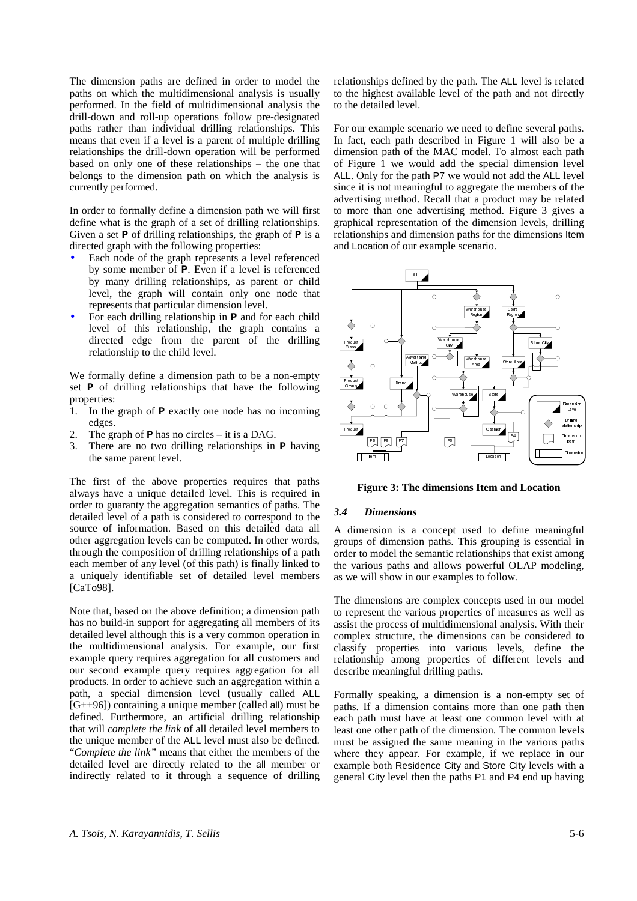The dimension paths are defined in order to model the paths on which the multidimensional analysis is usually performed. In the field of multidimensional analysis the drill-down and roll-up operations follow pre-designated paths rather than individual drilling relationships. This means that even if a level is a parent of multiple drilling relationships the drill-down operation will be performed based on only one of these relationships – the one that belongs to the dimension path on which the analysis is currently performed.

In order to formally define a dimension path we will first define what is the graph of a set of drilling relationships. Given a set **P** of drilling relationships, the graph of **P** is a directed graph with the following properties:

- Each node of the graph represents a level referenced by some member of **P**. Even if a level is referenced by many drilling relationships, as parent or child level, the graph will contain only one node that represents that particular dimension level.
- For each drilling relationship in **P** and for each child level of this relationship, the graph contains a directed edge from the parent of the drilling relationship to the child level.

We formally define a dimension path to be a non-empty set **P** of drilling relationships that have the following properties:

1. In the graph of **P** exactly one node has no incoming edges.
2. The graph of **P** has no circles – it is a DAG.
3. There are no two drilling relationships in **P** having the same parent level.

The first of the above properties requires that paths always have a unique detailed level. This is required in order to guaranty the aggregation semantics of paths. The detailed level of a path is considered to correspond to the source of information. Based on this detailed data all other aggregation levels can be computed. In other words, through the composition of drilling relationships of a path each member of any level (of this path) is finally linked to a uniquely identifiable set of detailed level members [CaTo98].

Note that, based on the above definition; a dimension path has no build-in support for aggregating all members of its detailed level although this is a very common operation in the multidimensional analysis. For example, our first example query requires aggregation for all customers and our second example query requires aggregation for all products. In order to achieve such an aggregation within a path, a special dimension level (usually called ALL [G++96]) containing a unique member (called all) must be defined. Furthermore, an artificial drilling relationship that will *complete the link* of all detailed level members to the unique member of the ALL level must also be defined. "*Complete the link"* means that either the members of the detailed level are directly related to the all member or indirectly related to it through a sequence of drilling relationships defined by the path. The ALL level is related to the highest available level of the path and not directly to the detailed level.

For our example scenario we need to define several paths. In fact, each path described in Figure 1 will also be a dimension path of the MAC model. To almost each path of Figure 1 we would add the special dimension level ALL. Only for the path P7 we would not add the ALL level since it is not meaningful to aggregate the members of the advertising method. Recall that a product may be related to more than one advertising method. Figure 3 gives a graphical representation of the dimension levels, drilling relationships and dimension paths for the dimensions Item and Location of our example scenario.

**Figure 3: The dimensions Item and Location**

### *3.4 Dimensions*

A dimension is a concept used to define meaningful groups of dimension paths. This grouping is essential in order to model the semantic relationships that exist among the various paths and allows powerful OLAP modeling, as we will show in our examples to follow.

The dimensions are complex concepts used in our model to represent the various properties of measures as well as assist the process of multidimensional analysis. With their complex structure, the dimensions can be considered to classify properties into various levels, define the relationship among properties of different levels and describe meaningful drilling paths.

Formally speaking, a dimension is a non-empty set of paths. If a dimension contains more than one path then each path must have at least one common level with at least one other path of the dimension. The common levels must be assigned the same meaning in the various paths where they appear. For example, if we replace in our example both Residence City and Store City levels with a general City level then the paths P1 and P4 end up having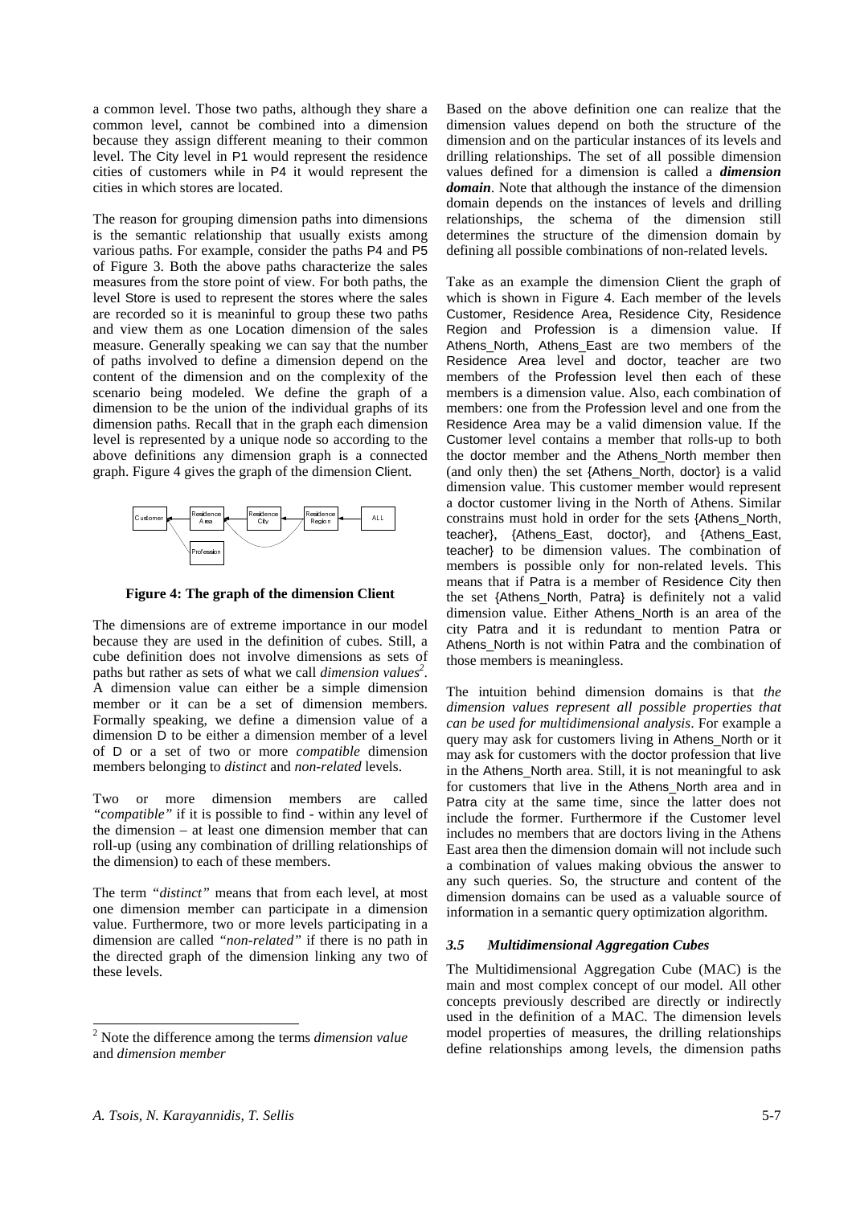a common level. Those two paths, although they share a common level, cannot be combined into a dimension because they assign different meaning to their common level. The City level in P1 would represent the residence cities of customers while in P4 it would represent the cities in which stores are located.

The reason for grouping dimension paths into dimensions is the semantic relationship that usually exists among various paths. For example, consider the paths P4 and P5 of Figure 3. Both the above paths characterize the sales measures from the store point of view. For both paths, the level Store is used to represent the stores where the sales are recorded so it is meaninful to group these two paths and view them as one Location dimension of the sales measure. Generally speaking we can say that the number of paths involved to define a dimension depend on the content of the dimension and on the complexity of the scenario being modeled. We define the graph of a dimension to be the union of the individual graphs of its dimension paths. Recall that in the graph each dimension level is represented by a unique node so according to the above definitions any dimension graph is a connected graph. Figure 4 gives the graph of the dimension Client.

**Figure 4: The graph of the dimension Client**

The dimensions are of extreme importance in our model because they are used in the definition of cubes. Still, a cube definition does not involve dimensions as sets of paths but rather as sets of what we call *dimension values*[2]. A dimension value can either be a simple dimension member or it can be a set of dimension members. Formally speaking, we define a dimension value of a dimension D to be either a dimension member of a level of D or a set of two or more *compatible* dimension members belonging to *distinct* and *non-related* levels.

Two or more dimension members are called *"compatible"* if it is possible to find - within any level of the dimension – at least one dimension member that can roll-up (using any combination of drilling relationships of the dimension) to each of these members.

The term *"distinct"* means that from each level, at most one dimension member can participate in a dimension value. Furthermore, two or more levels participating in a dimension are called *"non-related"* if there is no path in the directed graph of the dimension linking any two of these levels.

[2] Note the difference among the terms *dimension value* and *dimension member*

Based on the above definition one can realize that the dimension values depend on both the structure of the dimension and on the particular instances of its levels and drilling relationships. The set of all possible dimension values defined for a dimension is called a ***dimension domain***. Note that although the instance of the dimension domain depends on the instances of levels and drilling relationships, the schema of the dimension still determines the structure of the dimension domain by defining all possible combinations of non-related levels.

Take as an example the dimension Client the graph of which is shown in Figure 4. Each member of the levels Customer, Residence Area, Residence City, Residence Region and Profession is a dimension value. If Athens_North, Athens_East are two members of the Residence Area level and doctor, teacher are two members of the Profession level then each of these members is a dimension value. Also, each combination of members: one from the Profession level and one from the Residence Area may be a valid dimension value. If the Customer level contains a member that rolls-up to both the doctor member and the Athens_North member then (and only then) the set {Athens_North, doctor} is a valid dimension value. This customer member would represent a doctor customer living in the North of Athens. Similar constrains must hold in order for the sets {Athens_North, teacher}, {Athens_East, doctor}, and {Athens_East, teacher} to be dimension values. The combination of members is possible only for non-related levels. This means that if Patra is a member of Residence City then the set {Athens_North, Patra} is definitely not a valid dimension value. Either Athens_North is an area of the city Patra and it is redundant to mention Patra or Athens_North is not within Patra and the combination of those members is meaningless.

The intuition behind dimension domains is that *the dimension values represent all possible properties that can be used for multidimensional analysis*. For example a query may ask for customers living in Athens_North or it may ask for customers with the doctor profession that live in the Athens_North area. Still, it is not meaningful to ask for customers that live in the Athens_North area and in Patra city at the same time, since the latter does not include the former. Furthermore if the Customer level includes no members that are doctors living in the Athens East area then the dimension domain will not include such a combination of values making obvious the answer to any such queries. So, the structure and content of the dimension domains can be used as a valuable source of information in a semantic query optimization algorithm.

### *3.5 Multidimensional Aggregation Cubes*

The Multidimensional Aggregation Cube (MAC) is the main and most complex concept of our model. All other concepts previously described are directly or indirectly used in the definition of a MAC. The dimension levels model properties of measures, the drilling relationships define relationships among levels, the dimension paths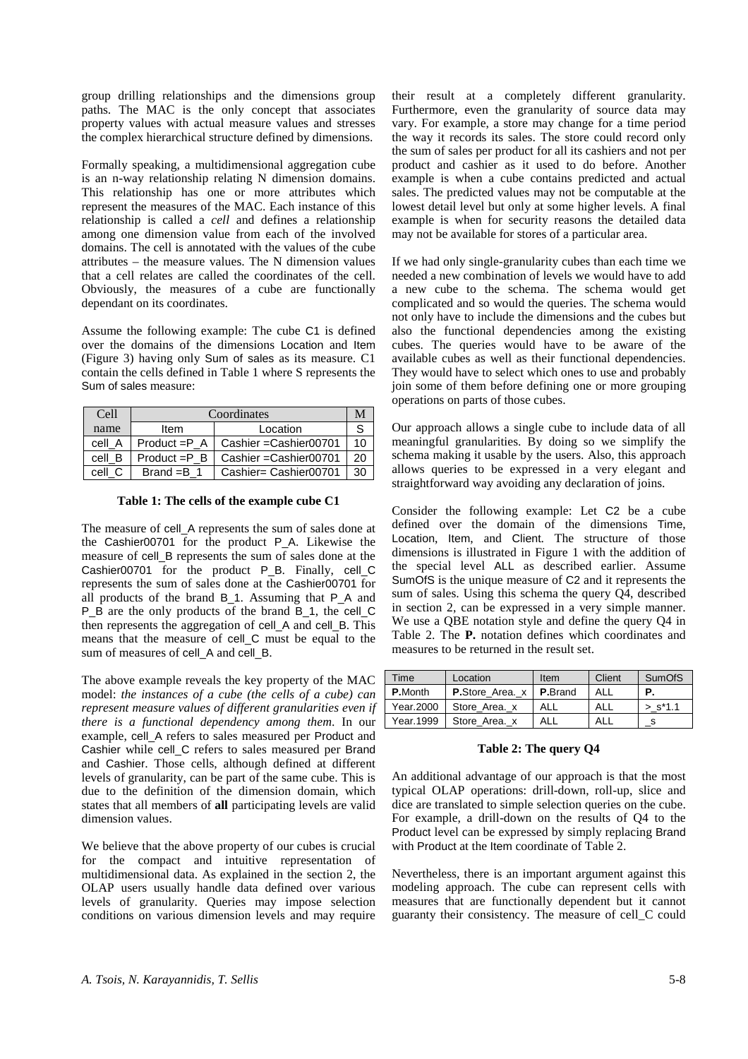group drilling relationships and the dimensions group paths. The MAC is the only concept that associates property values with actual measure values and stresses the complex hierarchical structure defined by dimensions.

Formally speaking, a multidimensional aggregation cube is an n-way relationship relating N dimension domains. This relationship has one or more attributes which represent the measures of the MAC. Each instance of this relationship is called a *cell* and defines a relationship among one dimension value from each of the involved domains. The cell is annotated with the values of the cube attributes – the measure values. The N dimension values that a cell relates are called the coordinates of the cell. Obviously, the measures of a cube are functionally dependant on its coordinates.

Assume the following example: The cube C1 is defined over the domains of the dimensions Location and Item (Figure 3) having only Sum of sales as its measure. C1 contain the cells defined in Table 1 where S represents the Sum of sales measure:

| Cell | Coordinates | | M |
|---|---|---|---|
| name | Item | Location | S |
| cell_A | Product =P_A | Cashier =Cashier00701 | 10 |
| cell_B | Product =P_B | Cashier =Cashier00701 | 20 |
| cell_C | Brand =B_1 | Cashier= Cashier00701 | 30 |

**Table 1: The cells of the example cube C1**

The measure of cell_A represents the sum of sales done at the Cashier00701 for the product P_A. Likewise the measure of cell_B represents the sum of sales done at the Cashier00701 for the product P_B. Finally, cell_C represents the sum of sales done at the Cashier00701 for all products of the brand B_1. Assuming that P_A and P_B are the only products of the brand B_1, the cell_C then represents the aggregation of cell_A and cell_B. This means that the measure of cell_C must be equal to the sum of measures of cell_A and cell_B.

The above example reveals the key property of the MAC model: *the instances of a cube (the cells of a cube) can represent measure values of different granularities even if there is a functional dependency among them*. In our example, cell_A refers to sales measured per Product and Cashier while cell_C refers to sales measured per Brand and Cashier. Those cells, although defined at different levels of granularity, can be part of the same cube. This is due to the definition of the dimension domain, which states that all members of **all** participating levels are valid dimension values.

We believe that the above property of our cubes is crucial for the compact and intuitive representation of multidimensional data. As explained in the section 2, the OLAP users usually handle data defined over various levels of granularity. Queries may impose selection conditions on various dimension levels and may require their result at a completely different granularity. Furthermore, even the granularity of source data may vary. For example, a store may change for a time period the way it records its sales. The store could record only the sum of sales per product for all its cashiers and not per product and cashier as it used to do before. Another example is when a cube contains predicted and actual sales. The predicted values may not be computable at the lowest detail level but only at some higher levels. A final example is when for security reasons the detailed data may not be available for stores of a particular area.

If we had only single-granularity cubes than each time we needed a new combination of levels we would have to add a new cube to the schema. The schema would get complicated and so would the queries. The schema would not only have to include the dimensions and the cubes but also the functional dependencies among the existing cubes. The queries would have to be aware of the available cubes as well as their functional dependencies. They would have to select which ones to use and probably join some of them before defining one or more grouping operations on parts of those cubes.

Our approach allows a single cube to include data of all meaningful granularities. By doing so we simplify the schema making it usable by the users. Also, this approach allows queries to be expressed in a very elegant and straightforward way avoiding any declaration of joins.

Consider the following example: Let C2 be a cube defined over the domain of the dimensions Time, Location, Item, and Client. The structure of those dimensions is illustrated in Figure 1 with the addition of the special level ALL as described earlier. Assume SumOfS is the unique measure of C2 and it represents the sum of sales. Using this schema the query Q4, described in section 2, can be expressed in a very simple manner. We use a QBE notation style and define the query Q4 in Table 2. The **P.** notation defines which coordinates and measures to be returned in the result set.

| Time | Location | Item | Client | SumOfS |
|---|---|---|---|---|
| **P.**Month | **P.**Store_Area._x | **P.**Brand | ALL | **P.** |
| Year.2000 | Store_Area._x | ALL | ALL | >_s*1.1 |
| Year.1999 | Store_Area._x | ALL | ALL | _s |

**Table 2: The query Q4**

An additional advantage of our approach is that the most typical OLAP operations: drill-down, roll-up, slice and dice are translated to simple selection queries on the cube. For example, a drill-down on the results of Q4 to the Product level can be expressed by simply replacing Brand with Product at the Item coordinate of Table 2.

Nevertheless, there is an important argument against this modeling approach. The cube can represent cells with measures that are functionally dependent but it cannot guaranty their consistency. The measure of cell_C could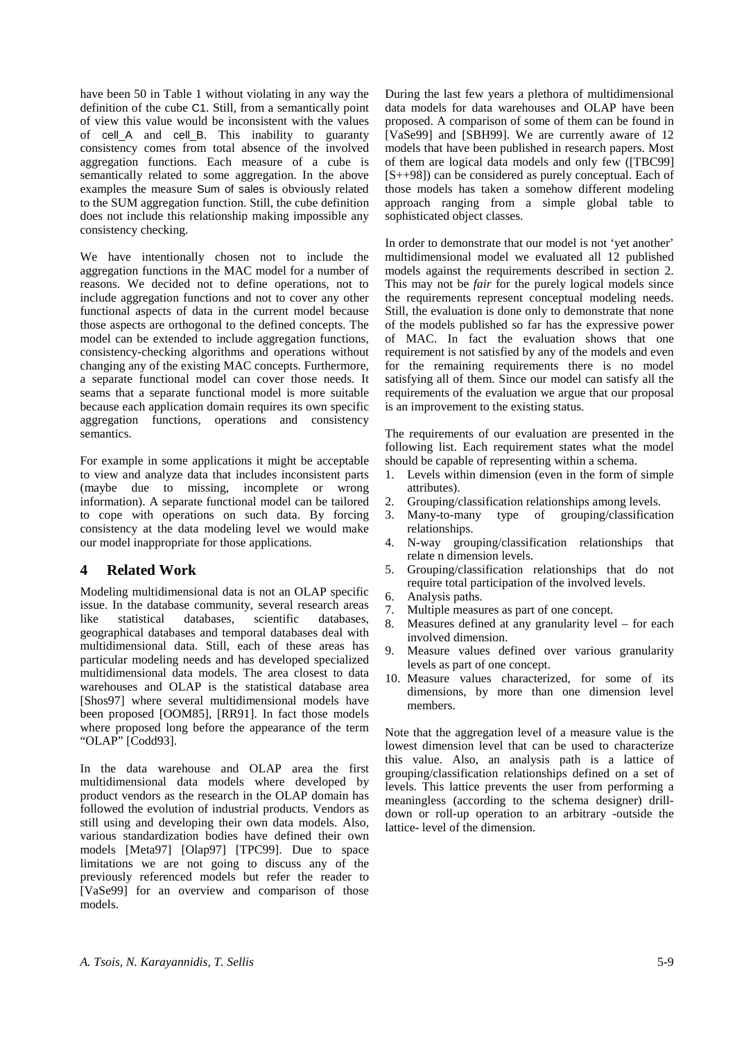have been 50 in Table 1 without violating in any way the definition of the cube C1. Still, from a semantically point of view this value would be inconsistent with the values of cell_A and cell_B. This inability to guaranty consistency comes from total absence of the involved aggregation functions. Each measure of a cube is semantically related to some aggregation. In the above examples the measure Sum of sales is obviously related to the SUM aggregation function. Still, the cube definition does not include this relationship making impossible any consistency checking.

We have intentionally chosen not to include the aggregation functions in the MAC model for a number of reasons. We decided not to define operations, not to include aggregation functions and not to cover any other functional aspects of data in the current model because those aspects are orthogonal to the defined concepts. The model can be extended to include aggregation functions, consistency-checking algorithms and operations without changing any of the existing MAC concepts. Furthermore, a separate functional model can cover those needs. It seams that a separate functional model is more suitable because each application domain requires its own specific aggregation functions, operations and consistency semantics.

For example in some applications it might be acceptable to view and analyze data that includes inconsistent parts (maybe due to missing, incomplete or wrong information). A separate functional model can be tailored to cope with operations on such data. By forcing consistency at the data modeling level we would make our model inappropriate for those applications.

# 4 Related Work

Modeling multidimensional data is not an OLAP specific issue. In the database community, several research areas like statistical databases, scientific databases, geographical databases and temporal databases deal with multidimensional data. Still, each of these areas has particular modeling needs and has developed specialized multidimensional data models. The area closest to data warehouses and OLAP is the statistical database area [Shos97] where several multidimensional models have been proposed [OOM85], [RR91]. In fact those models where proposed long before the appearance of the term "OLAP" [Codd93].

In the data warehouse and OLAP area the first multidimensional data models where developed by product vendors as the research in the OLAP domain has followed the evolution of industrial products. Vendors as still using and developing their own data models. Also, various standardization bodies have defined their own models [Meta97] [Olap97] [TPC99]. Due to space limitations we are not going to discuss any of the previously referenced models but refer the reader to [VaSe99] for an overview and comparison of those models.

During the last few years a plethora of multidimensional data models for data warehouses and OLAP have been proposed. A comparison of some of them can be found in [VaSe99] and [SBH99]. We are currently aware of 12 models that have been published in research papers. Most of them are logical data models and only few ([TBC99] [S++98]) can be considered as purely conceptual. Each of those models has taken a somehow different modeling approach ranging from a simple global table to sophisticated object classes.

In order to demonstrate that our model is not 'yet another' multidimensional model we evaluated all 12 published models against the requirements described in section 2. This may not be *fair* for the purely logical models since the requirements represent conceptual modeling needs. Still, the evaluation is done only to demonstrate that none of the models published so far has the expressive power of MAC. In fact the evaluation shows that one requirement is not satisfied by any of the models and even for the remaining requirements there is no model satisfying all of them. Since our model can satisfy all the requirements of the evaluation we argue that our proposal is an improvement to the existing status.

The requirements of our evaluation are presented in the following list. Each requirement states what the model should be capable of representing within a schema.

1. Levels within dimension (even in the form of simple attributes).
2. Grouping/classification relationships among levels.
3. Many-to-many type of grouping/classification relationships.
4. N-way grouping/classification relationships that relate n dimension levels.
5. Grouping/classification relationships that do not require total participation of the involved levels.
6. Analysis paths.
7. Multiple measures as part of one concept.
8. Measures defined at any granularity level – for each involved dimension.
9. Measure values defined over various granularity levels as part of one concept.
10. Measure values characterized, for some of its dimensions, by more than one dimension level members.

Note that the aggregation level of a measure value is the lowest dimension level that can be used to characterize this value. Also, an analysis path is a lattice of grouping/classification relationships defined on a set of levels. This lattice prevents the user from performing a meaningless (according to the schema designer) drill-down or roll-up operation to an arbitrary -outside the lattice- level of the dimension.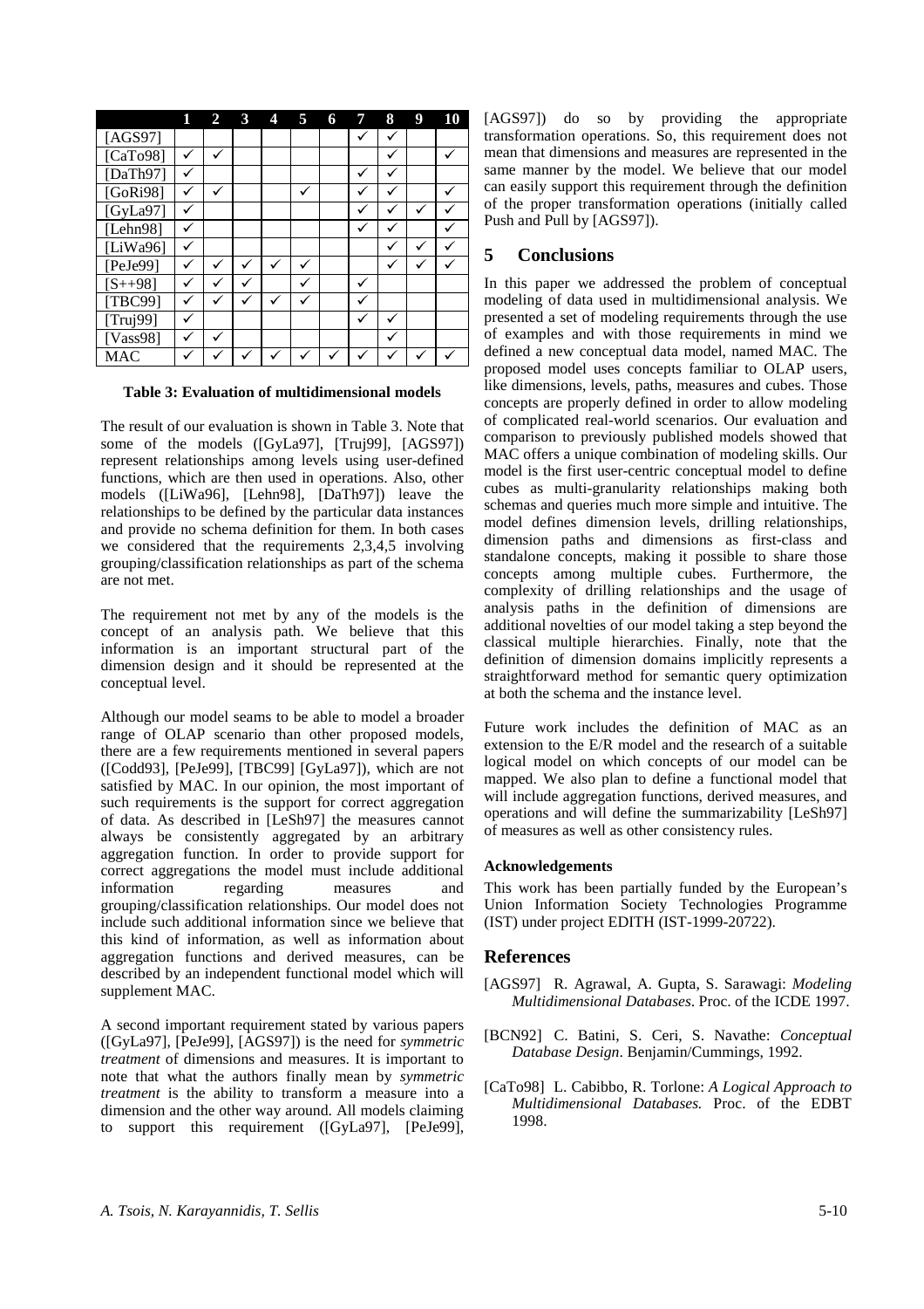| | 1 | 2 | 3 | 4 | 5 | 6 | 7 | 8 | 9 | 10 |
|---|---|---|---|---|---|---|---|---|---|---|
| [AGS97] | | | | | | | ✓ | ✓ | | |
| [CaTo98] | ✓ | ✓ | | | | | | ✓ | | ✓ |
| [DaTh97] | ✓ | | | | | | ✓ | ✓ | | |
| [GoRi98] | ✓ | ✓ | | | ✓ | | ✓ | ✓ | | ✓ |
| [GyLa97] | ✓ | | | | | | ✓ | ✓ | ✓ | ✓ |
| [Lehn98] | ✓ | | | | | | ✓ | ✓ | | ✓ |
| [LiWa96] | ✓ | | | | | | | ✓ | ✓ | ✓ |
| [PeJe99] | ✓ | ✓ | ✓ | ✓ | ✓ | | | ✓ | ✓ | ✓ |
| [S++98] | ✓ | ✓ | ✓ | | ✓ | | ✓ | | | |
| [TBC99] | ✓ | ✓ | ✓ | ✓ | ✓ | | ✓ | | | |
| [Truj99] | ✓ | | | | | | ✓ | ✓ | | |
| [Vass98] | ✓ | ✓ | | | | | | ✓ | | |
| MAC | ✓ | ✓ | ✓ | ✓ | ✓ | ✓ | ✓ | ✓ | ✓ | ✓ |

**Table 3: Evaluation of multidimensional models**

The result of our evaluation is shown in Table 3. Note that some of the models ([GyLa97], [Truj99], [AGS97]) represent relationships among levels using user-defined functions, which are then used in operations. Also, other models ([LiWa96], [Lehn98], [DaTh97]) leave the relationships to be defined by the particular data instances and provide no schema definition for them. In both cases we considered that the requirements 2,3,4,5 involving grouping/classification relationships as part of the schema are not met.

The requirement not met by any of the models is the concept of an analysis path. We believe that this information is an important structural part of the dimension design and it should be represented at the conceptual level.

Although our model seams to be able to model a broader range of OLAP scenario than other proposed models, there are a few requirements mentioned in several papers ([Codd93], [PeJe99], [TBC99] [GyLa97]), which are not satisfied by MAC. In our opinion, the most important of such requirements is the support for correct aggregation of data. As described in [LeSh97] the measures cannot always be consistently aggregated by an arbitrary aggregation function. In order to provide support for correct aggregations the model must include additional information regarding measures and grouping/classification relationships. Our model does not include such additional information since we believe that this kind of information, as well as information about aggregation functions and derived measures, can be described by an independent functional model which will supplement MAC.

A second important requirement stated by various papers ([GyLa97], [PeJe99], [AGS97]) is the need for *symmetric treatment* of dimensions and measures. It is important to note that what the authors finally mean by *symmetric treatment* is the ability to transform a measure into a dimension and the other way around. All models claiming to support this requirement ([GyLa97], [PeJe99], [AGS97]) do so by providing the appropriate transformation operations. So, this requirement does not mean that dimensions and measures are represented in the same manner by the model. We believe that our model can easily support this requirement through the definition of the proper transformation operations (initially called Push and Pull by [AGS97]).

## 5 Conclusions

In this paper we addressed the problem of conceptual modeling of data used in multidimensional analysis. We presented a set of modeling requirements through the use of examples and with those requirements in mind we defined a new conceptual data model, named MAC. The proposed model uses concepts familiar to OLAP users, like dimensions, levels, paths, measures and cubes. Those concepts are properly defined in order to allow modeling of complicated real-world scenarios. Our evaluation and comparison to previously published models showed that MAC offers a unique combination of modeling skills. Our model is the first user-centric conceptual model to define cubes as multi-granularity relationships making both schemas and queries much more simple and intuitive. The model defines dimension levels, drilling relationships, dimension paths and dimensions as first-class and standalone concepts, making it possible to share those concepts among multiple cubes. Furthermore, the complexity of drilling relationships and the usage of analysis paths in the definition of dimensions are additional novelties of our model taking a step beyond the classical multiple hierarchies. Finally, note that the definition of dimension domains implicitly represents a straightforward method for semantic query optimization at both the schema and the instance level.

Future work includes the definition of MAC as an extension to the E/R model and the research of a suitable logical model on which concepts of our model can be mapped. We also plan to define a functional model that will include aggregation functions, derived measures, and operations and will define the summarizability [LeSh97] of measures as well as other consistency rules.

#### Acknowledgements

This work has been partially funded by the European's Union Information Society Technologies Programme (IST) under project EDITH (IST-1999-20722).

## References

[AGS97] R. Agrawal, A. Gupta, S. Sarawagi: *Modeling Multidimensional Databases*. Proc. of the ICDE 1997.

[BCN92] C. Batini, S. Ceri, S. Navathe: *Conceptual Database Design*. Benjamin/Cummings, 1992.

[CaTo98] L. Cabibbo, R. Torlone: *A Logical Approach to Multidimensional Databases.* Proc. of the EDBT 1998.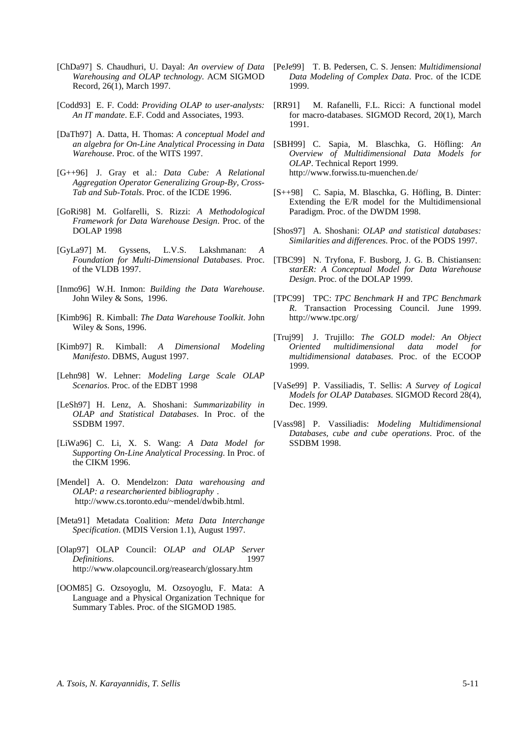[ChDa97] S. Chaudhuri, U. Dayal: *An overview of Data Warehousing and OLAP technology*. ACM SIGMOD Record, 26(1), March 1997.

[Codd93] E. F. Codd: *Providing OLAP to user-analysts: An IT mandate*. E.F. Codd and Associates, 1993.

[DaTh97] A. Datta, H. Thomas: *A conceptual Model and an algebra for On-Line Analytical Processing in Data Warehouse*. Proc. of the WITS 1997.

[G++96] J. Gray et al.: *Data Cube: A Relational Aggregation Operator Generalizing Group-By, Cross-Tab and Sub-Totals*. Proc. of the ICDE 1996.

[GoRi98] M. Golfarelli, S. Rizzi: *A Methodological Framework for Data Warehouse Design*. Proc. of the DOLAP 1998

[GyLa97] M. Gyssens, L.V.S. Lakshmanan: *A Foundation for Multi-Dimensional Databases*. Proc. of the VLDB 1997.

[Inmo96] W.H. Inmon: *Building the Data Warehouse*. John Wiley & Sons, 1996.

[Kimb96] R. Kimball: *The Data Warehouse Toolkit*. John Wiley & Sons, 1996.

[Kimb97] R. Kimball: *A Dimensional Modeling Manifesto*. DBMS, August 1997.

[Lehn98] W. Lehner: *Modeling Large Scale OLAP Scenarios*. Proc. of the EDBT 1998

[LeSh97] H. Lenz, A. Shoshani: *Summarizability in OLAP and Statistical Databases*. In Proc. of the SSDBM 1997.

[LiWa96] C. Li, X. S. Wang: *A Data Model for Supporting On-Line Analytical Processing*. In Proc. of the CIKM 1996.

[Mendel] A. O. Mendelzon: *Data warehousing and OLAP: a research-oriented bibliography* . http://www.cs.toronto.edu/~mendel/dwbib.html.

[Meta91] Metadata Coalition: *Meta Data Interchange Specification*. (MDIS Version 1.1), August 1997.

[Olap97] OLAP Council: *OLAP and OLAP Server Definitions*. 1997 http://www.olapcouncil.org/reasearch/glossary.htm

[OOM85] G. Ozsoyoglu, M. Ozsoyoglu, F. Mata: A Language and a Physical Organization Technique for Summary Tables. Proc. of the SIGMOD 1985.

[PeJe99] T. B. Pedersen, C. S. Jensen: *Multidimensional Data Modeling of Complex Data*. Proc. of the ICDE 1999.

[RR91] M. Rafanelli, F.L. Ricci: A functional model for macro-databases. SIGMOD Record, 20(1), March 1991.

[SBH99] C. Sapia, M. Blaschka, G. Höfling: *An Overview of Multidimensional Data Models for OLAP*. Technical Report 1999. http://www.forwiss.tu-muenchen.de/

[S++98] C. Sapia, M. Blaschka, G. Höfling, B. Dinter: Extending the E/R model for the Multidimensional Paradigm. Proc. of the DWDM 1998.

[Shos97] A. Shoshani: *OLAP and statistical databases: Similarities and differences*. Proc. of the PODS 1997.

[TBC99] N. Tryfona, F. Busborg, J. G. B. Chistiansen: *starER: A Conceptual Model for Data Warehouse Design*. Proc. of the DOLAP 1999.

[TPC99] TPC: *TPC Benchmark H* and *TPC Benchmark R*. Transaction Processing Council. June 1999. http://www.tpc.org/

[Truj99] J. Trujillo: *The GOLD model: An Object Oriented multidimensional data model for multidimensional databases*. Proc. of the ECOOP 1999.

[VaSe99] P. Vassiliadis, T. Sellis: *A Survey of Logical Models for OLAP Databases*. SIGMOD Record 28(4), Dec. 1999.

[Vass98] P. Vassiliadis: *Modeling Multidimensional Databases, cube and cube operations*. Proc. of the SSDBM 1998.